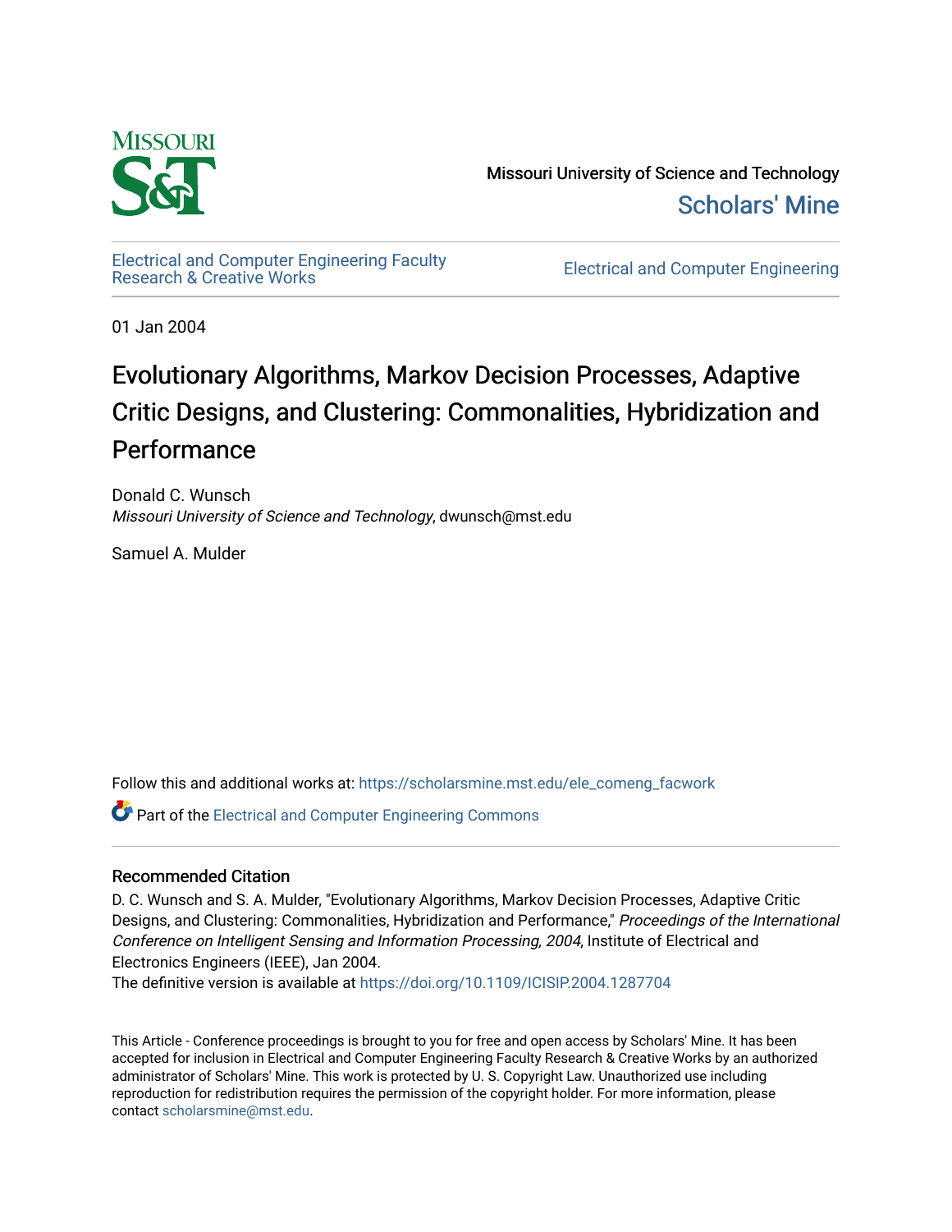Missouri University of Science and Technology

Scholars' Mine

Electrical and Computer Engineering Faculty Research & Creative Works

Electrical and Computer Engineering

01 Jan 2004

# Evolutionary Algorithms, Markov Decision Processes, Adaptive Critic Designs, and Clustering: Commonalities, Hybridization and Performance

Donald C. Wunsch
*Missouri University of Science and Technology*, dwunsch@mst.edu

Samuel A. Mulder

Follow this and additional works at: https://scholarsmine.mst.edu/ele_comeng_facwork

Part of the Electrical and Computer Engineering Commons

## Recommended Citation

D. C. Wunsch and S. A. Mulder, "Evolutionary Algorithms, Markov Decision Processes, Adaptive Critic Designs, and Clustering: Commonalities, Hybridization and Performance," *Proceedings of the International Conference on Intelligent Sensing and Information Processing, 2004*, Institute of Electrical and Electronics Engineers (IEEE), Jan 2004.
The definitive version is available at https://doi.org/10.1109/ICISIP.2004.1287704

This Article - Conference proceedings is brought to you for free and open access by Scholars' Mine. It has been accepted for inclusion in Electrical and Computer Engineering Faculty Research & Creative Works by an authorized administrator of Scholars' Mine. This work is protected by U. S. Copyright Law. Unauthorized use including reproduction for redistribution requires the permission of the copyright holder. For more information, please contact scholarsmine@mst.edu.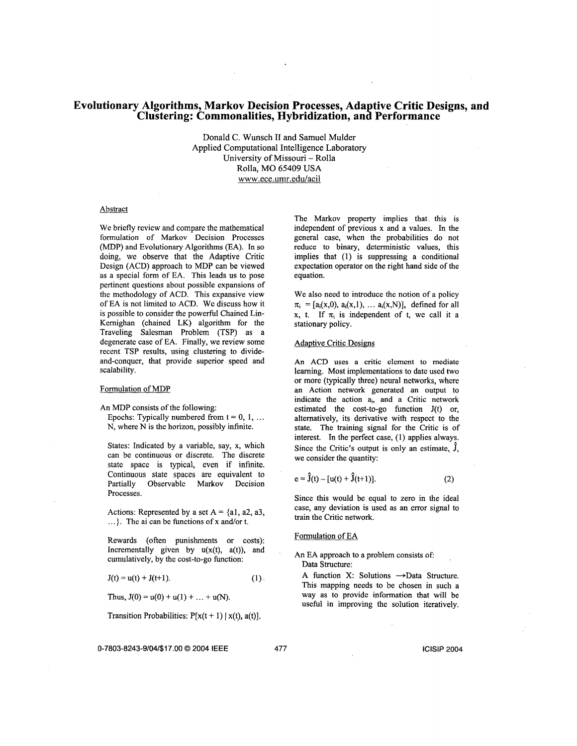# Evolutionary Algorithms, Markov Decision Processes, Adaptive Critic Designs, and Clustering: Commonalities, Hybridization, and Performance

Donald C. Wunsch II and Samuel Mulder
Applied Computational Intelligence Laboratory
University of Missouri – Rolla
Rolla, MO 65409 USA
www.ece.umr.edu/acil

## Abstract

We briefly review and compare the mathematical formulation of Markov Decision Processes (MDP) and Evolutionary Algorithms (EA). In so doing, we observe that the Adaptive Critic Design (ACD) approach to MDP can be viewed as a special form of EA. This leads us to pose pertinent questions about possible expansions of the methodology of ACD. This expansive view of EA is not limited to ACD. We discuss how it is possible to consider the powerful Chained Lin-Kernighan (chained LK) algorithm for the Traveling Salesman Problem (TSP) as a degenerate case of EA. Finally, we review some recent TSP results, using clustering to divide-and-conquer, that provide superior speed and scalability.

## Formulation of MDP

An MDP consists of the following:

Epochs: Typically numbered from $t = 0, 1, \ldots N$, where N is the horizon, possibly infinite.

States: Indicated by a variable, say, x, which can be continuous or discrete. The discrete state space is typical, even if infinite. Continuous state spaces are equivalent to Partially Observable Markov Decision Processes.

Actions: Represented by a set $A = \{a1, a2, a3, \ldots\}$. The ai can be functions of x and/or t.

Rewards (often punishments or costs): Incrementally given by $u(x(t), a(t))$, and cumulatively, by the cost-to-go function:

$$J(t) = u(t) + J(t+1). \tag{1}$$

Thus, $J(0) = u(0) + u(1) + \ldots + u(N)$.

Transition Probabilities: $P[x(t + 1) \mid x(t), a(t)]$.

The Markov property implies that this is independent of previous x and a values. In the general case, when the probabilities do not reduce to binary, deterministic values, this implies that (1) is suppressing a conditional expectation operator on the right hand side of the equation.

We also need to introduce the notion of a policy $\pi_i = [a_i(x,0), a_i(x,1), \ldots a_i(x,N)]$, defined for all x, t. If $\pi_i$ is independent of t, we call it a stationary policy.

## Adaptive Critic Designs

An ACD uses a critic element to mediate learning. Most implementations to date used two or more (typically three) neural networks, where an Action network generated an output to indicate the action $a_i$, and a Critic network estimated the cost-to-go function J(t) or, alternatively, its derivative with respect to the state. The training signal for the Critic is of interest. In the perfect case, (1) applies always. Since the Critic's output is only an estimate, $\hat{J}$, we consider the quantity:

$$e = \hat{J}(t) - [u(t) + \hat{J}(t+1)]. \tag{2}$$

Since this would be equal to zero in the ideal case, any deviation is used as an error signal to train the Critic network.

## Formulation of EA

An EA approach to a problem consists of:

Data Structure:

A function X: Solutions $\rightarrow$ Data Structure. This mapping needs to be chosen in such a way as to provide information that will be useful in improving the solution iteratively.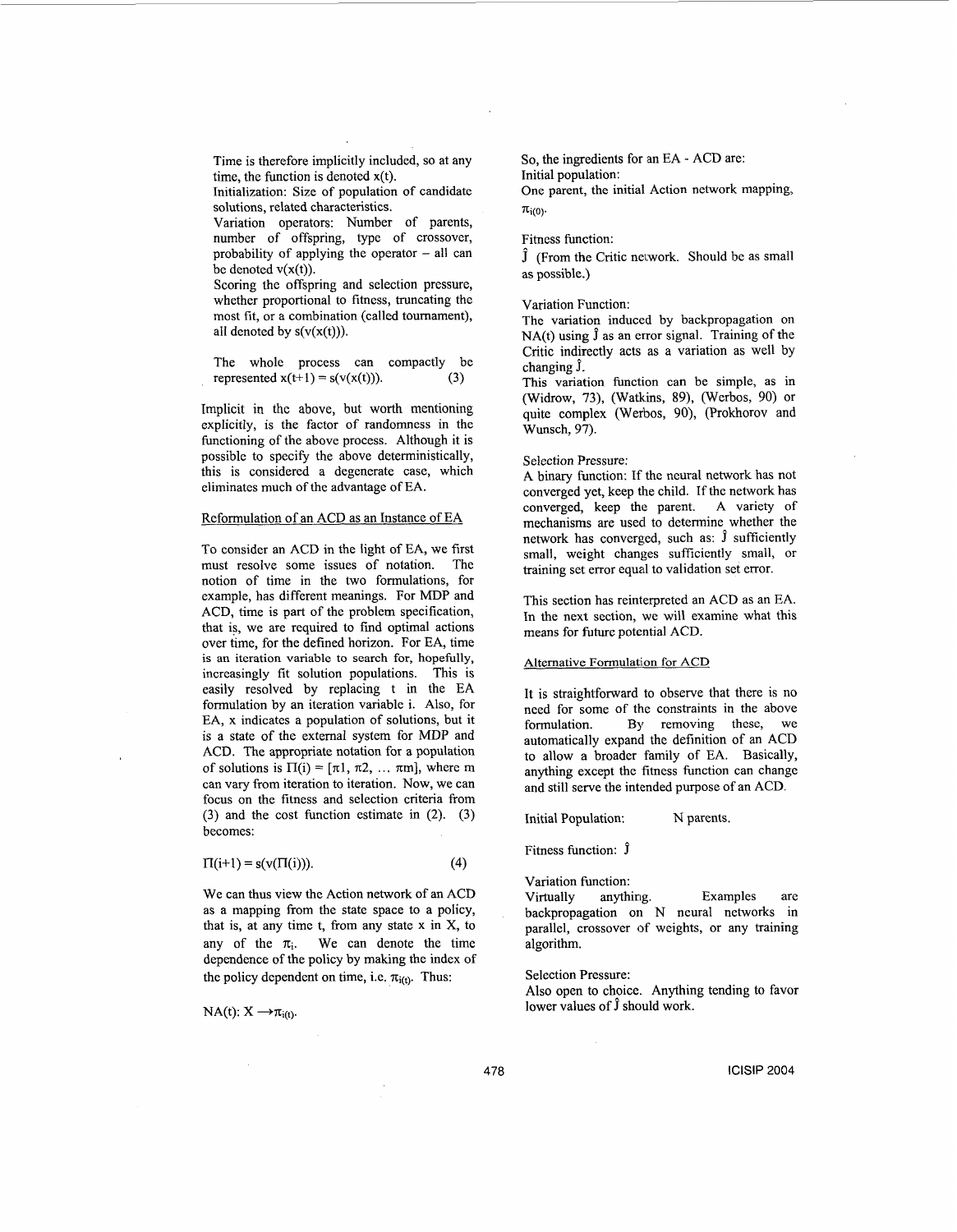Time is therefore implicitly included, so at any time, the function is denoted $x(t)$.

Initialization: Size of population of candidate solutions, related characteristics.

Variation operators: Number of parents, number of offspring, type of crossover, probability of applying the operator – all can be denoted $v(x(t))$.

Scoring the offspring and selection pressure, whether proportional to fitness, truncating the most fit, or a combination (called tournament), all denoted by $s(v(x(t)))$.

The whole process can compactly be represented $x(t+1) = s(v(x(t)))$. (3)

Implicit in the above, but worth mentioning explicitly, is the factor of randomness in the functioning of the above process. Although it is possible to specify the above deterministically, this is considered a degenerate case, which eliminates much of the advantage of EA.

## Reformulation of an ACD as an Instance of EA

To consider an ACD in the light of EA, we first must resolve some issues of notation. The notion of time in the two formulations, for example, has different meanings. For MDP and ACD, time is part of the problem specification, that is, we are required to find optimal actions over time, for the defined horizon. For EA, time is an iteration variable to search for, hopefully, increasingly fit solution populations. This is easily resolved by replacing t in the EA formulation by an iteration variable i. Also, for EA, x indicates a population of solutions, but it is a state of the external system for MDP and ACD. The appropriate notation for a population of solutions is $\Pi(i) = [\pi 1, \pi 2, \ldots \pi m]$, where m can vary from iteration to iteration. Now, we can focus on the fitness and selection criteria from (3) and the cost function estimate in (2). (3) becomes:

$$\Pi(i+1) = s(v(\Pi(i))). \quad (4)$$

We can thus view the Action network of an ACD as a mapping from the state space to a policy, that is, at any time t, from any state x in X, to any of the $\pi_i$. We can denote the time dependence of the policy by making the index of the policy dependent on time, i.e. $\pi_{i(t)}$. Thus:

$$NA(t): X \longrightarrow \pi_{i(t)}.$$

So, the ingredients for an EA - ACD are:

Initial population:

One parent, the initial Action network mapping, $\pi_{i(0)}$.

Fitness function:

$\hat{J}$ (From the Critic network. Should be as small as possible.)

Variation Function:

The variation induced by backpropagation on NA(t) using $\hat{J}$ as an error signal. Training of the Critic indirectly acts as a variation as well by changing $\hat{J}$.

This variation function can be simple, as in (Widrow, 73), (Watkins, 89), (Werbos, 90) or quite complex (Werbos, 90), (Prokhorov and Wunsch, 97).

Selection Pressure:

A binary function: If the neural network has not converged yet, keep the child. If the network has converged, keep the parent. A variety of mechanisms are used to determine whether the network has converged, such as: $\hat{J}$ sufficiently small, weight changes sufficiently small, or training set error equal to validation set error.

This section has reinterpreted an ACD as an EA. In the next section, we will examine what this means for future potential ACD.

## Alternative Formulation for ACD

It is straightforward to observe that there is no need for some of the constraints in the above formulation. By removing these, we automatically expand the definition of an ACD to allow a broader family of EA. Basically, anything except the fitness function can change and still serve the intended purpose of an ACD.

Initial Population: N parents.

Fitness function: $\hat{J}$

Variation function:

Virtually anything. Examples are backpropagation on N neural networks in parallel, crossover of weights, or any training algorithm.

Selection Pressure:

Also open to choice. Anything tending to favor lower values of $\hat{J}$ should work.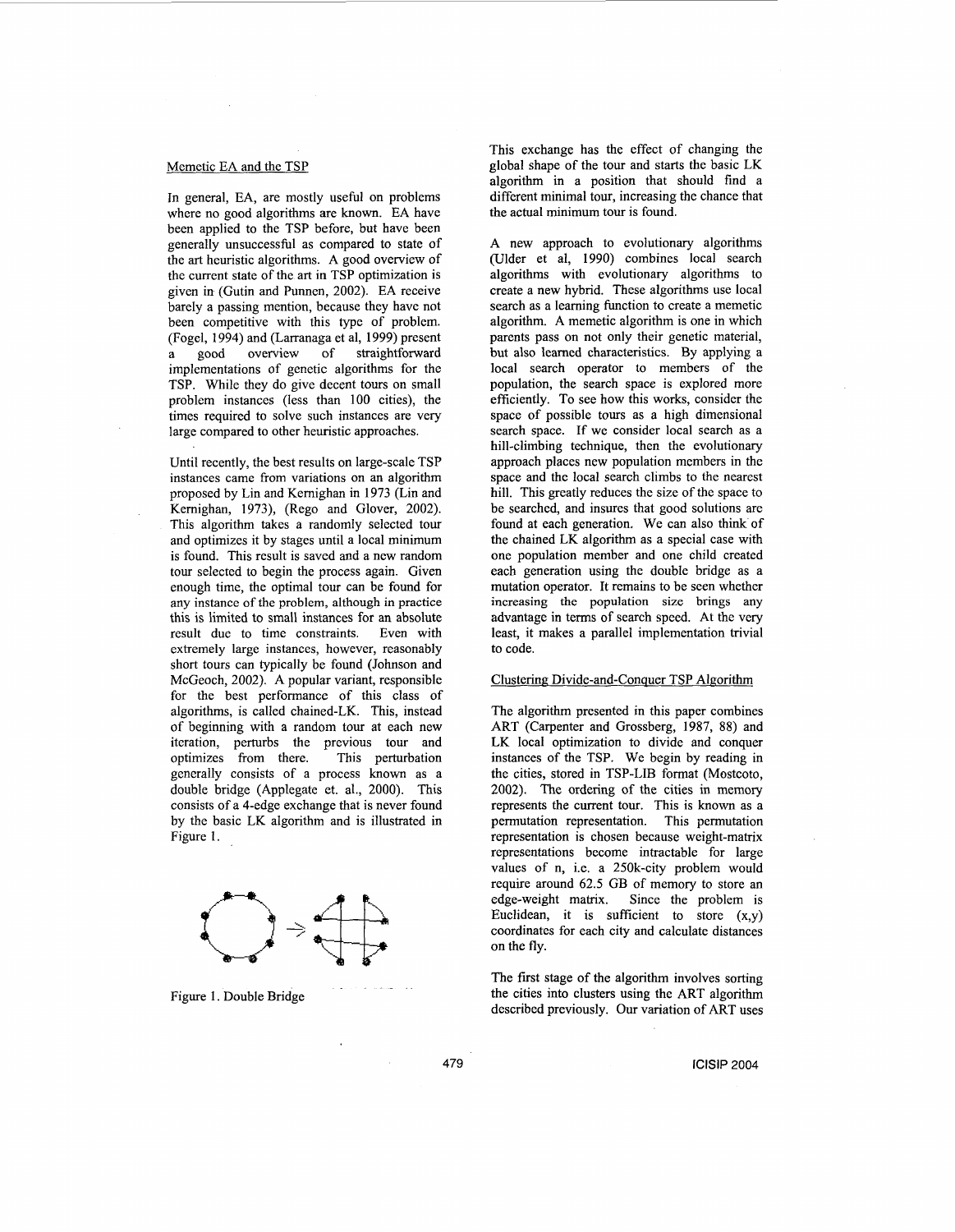## Memetic EA and the TSP

In general, EA, are mostly useful on problems where no good algorithms are known. EA have been applied to the TSP before, but have been generally unsuccessful as compared to state of the art heuristic algorithms. A good overview of the current state of the art in TSP optimization is given in (Gutin and Punnen, 2002). EA receive barely a passing mention, because they have not been competitive with this type of problem. (Fogel, 1994) and (Larranaga et al, 1999) present a good overview of straightforward implementations of genetic algorithms for the TSP. While they do give decent tours on small problem instances (less than 100 cities), the times required to solve such instances are very large compared to other heuristic approaches.

Until recently, the best results on large-scale TSP instances came from variations on an algorithm proposed by Lin and Kernighan in 1973 (Lin and Kernighan, 1973), (Rego and Glover, 2002). This algorithm takes a randomly selected tour and optimizes it by stages until a local minimum is found. This result is saved and a new random tour selected to begin the process again. Given enough time, the optimal tour can be found for any instance of the problem, although in practice this is limited to small instances for an absolute result due to time constraints. Even with extremely large instances, however, reasonably short tours can typically be found (Johnson and McGeoch, 2002). A popular variant, responsible for the best performance of this class of algorithms, is called chained-LK. This, instead of beginning with a random tour at each new iteration, perturbs the previous tour and optimizes from there. This perturbation generally consists of a process known as a double bridge (Applegate et. al., 2000). This consists of a 4-edge exchange that is never found by the basic LK algorithm and is illustrated in Figure 1.

Figure 1. Double Bridge

This exchange has the effect of changing the global shape of the tour and starts the basic LK algorithm in a position that should find a different minimal tour, increasing the chance that the actual minimum tour is found.

A new approach to evolutionary algorithms (Ulder et al, 1990) combines local search algorithms with evolutionary algorithms to create a new hybrid. These algorithms use local search as a learning function to create a memetic algorithm. A memetic algorithm is one in which parents pass on not only their genetic material, but also learned characteristics. By applying a local search operator to members of the population, the search space is explored more efficiently. To see how this works, consider the space of possible tours as a high dimensional search space. If we consider local search as a hill-climbing technique, then the evolutionary approach places new population members in the space and the local search climbs to the nearest hill. This greatly reduces the size of the space to be searched, and insures that good solutions are found at each generation. We can also think of the chained LK algorithm as a special case with one population member and one child created each generation using the double bridge as a mutation operator. It remains to be seen whether increasing the population size brings any advantage in terms of search speed. At the very least, it makes a parallel implementation trivial to code.

## Clustering Divide-and-Conquer TSP Algorithm

The algorithm presented in this paper combines ART (Carpenter and Grossberg, 1987, 88) and LK local optimization to divide and conquer instances of the TSP. We begin by reading in the cities, stored in TSP-LIB format (Mostcoto, 2002). The ordering of the cities in memory represents the current tour. This is known as a permutation representation. This permutation representation is chosen because weight-matrix representations become intractable for large values of n, i.e. a 250k-city problem would require around 62.5 GB of memory to store an edge-weight matrix. Since the problem is Euclidean, it is sufficient to store (x,y) coordinates for each city and calculate distances on the fly.

The first stage of the algorithm involves sorting the cities into clusters using the ART algorithm described previously. Our variation of ART uses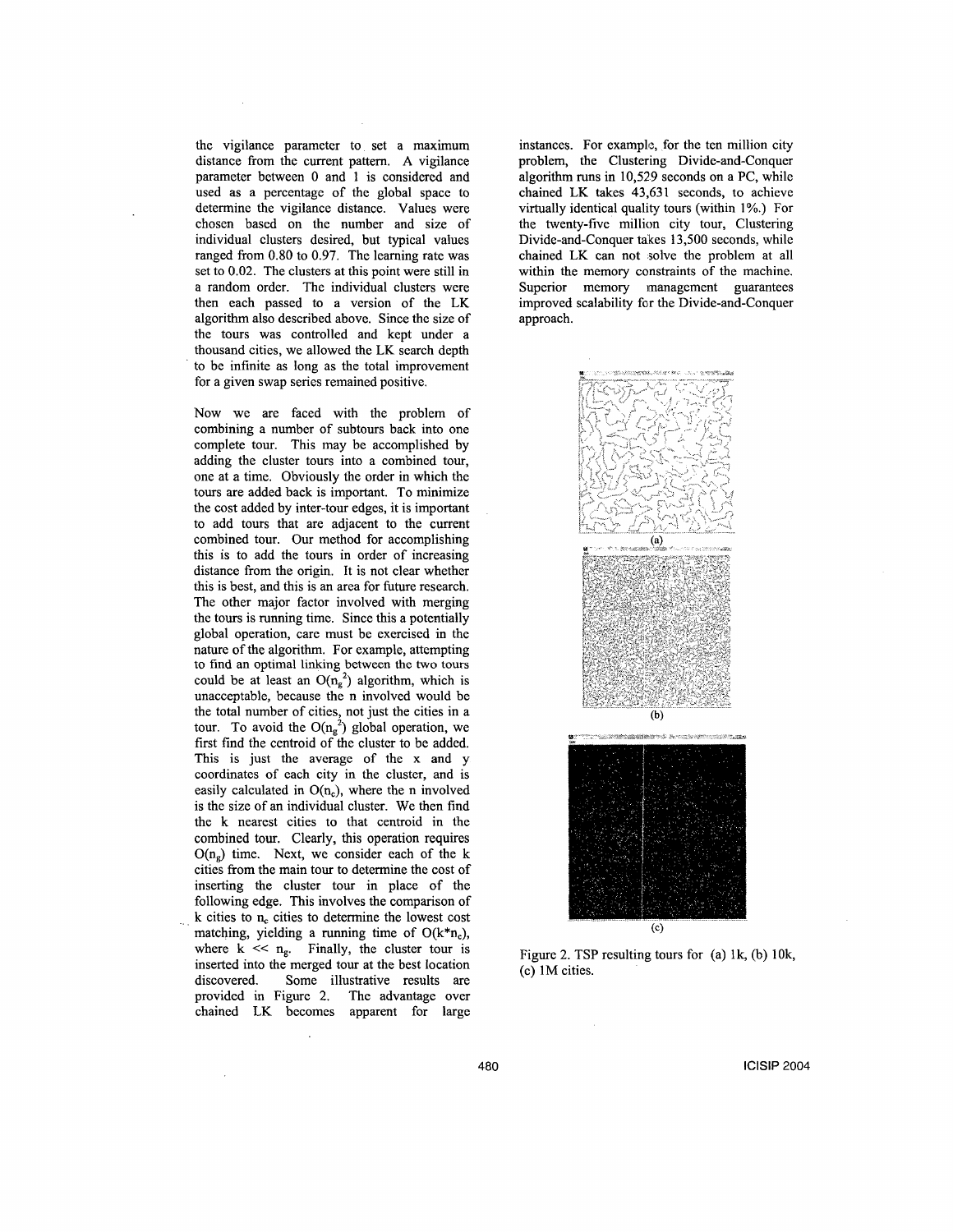the vigilance parameter to set a maximum distance from the current pattern. A vigilance parameter between 0 and 1 is considered and used as a percentage of the global space to determine the vigilance distance. Values were chosen based on the number and size of individual clusters desired, but typical values ranged from 0.80 to 0.97. The learning rate was set to 0.02. The clusters at this point were still in a random order. The individual clusters were then each passed to a version of the LK algorithm also described above. Since the size of the tours was controlled and kept under a thousand cities, we allowed the LK search depth to be infinite as long as the total improvement for a given swap series remained positive.

Now we are faced with the problem of combining a number of subtours back into one complete tour. This may be accomplished by adding the cluster tours into a combined tour, one at a time. Obviously the order in which the tours are added back is important. To minimize the cost added by inter-tour edges, it is important to add tours that are adjacent to the current combined tour. Our method for accomplishing this is to add the tours in order of increasing distance from the origin. It is not clear whether this is best, and this is an area for future research. The other major factor involved with merging the tours is running time. Since this a potentially global operation, care must be exercised in the nature of the algorithm. For example, attempting to find an optimal linking between the two tours could be at least an $O(n_g^2)$ algorithm, which is unacceptable, because the n involved would be the total number of cities, not just the cities in a tour. To avoid the $O(n_g^2)$ global operation, we first find the centroid of the cluster to be added. This is just the average of the x and y coordinates of each city in the cluster, and is easily calculated in $O(n_c)$, where the n involved is the size of an individual cluster. We then find the k nearest cities to that centroid in the combined tour. Clearly, this operation requires $O(n_g)$ time. Next, we consider each of the k cities from the main tour to determine the cost of inserting the cluster tour in place of the following edge. This involves the comparison of k cities to $n_c$ cities to determine the lowest cost matching, yielding a running time of $O(k*n_c)$, where $k \ll n_g$. Finally, the cluster tour is inserted into the merged tour at the best location discovered. Some illustrative results are provided in Figure 2. The advantage over chained LK becomes apparent for large instances. For example, for the ten million city problem, the Clustering Divide-and-Conquer algorithm runs in 10,529 seconds on a PC, while chained LK takes 43,631 seconds, to achieve virtually identical quality tours (within 1%.) For the twenty-five million city tour, Clustering Divide-and-Conquer takes 13,500 seconds, while chained LK can not solve the problem at all within the memory constraints of the machine. Superior memory management guarantees improved scalability for the Divide-and-Conquer approach.

(a)

(b)

(c)

Figure 2. TSP resulting tours for (a) 1k, (b) 10k, (c) 1M cities.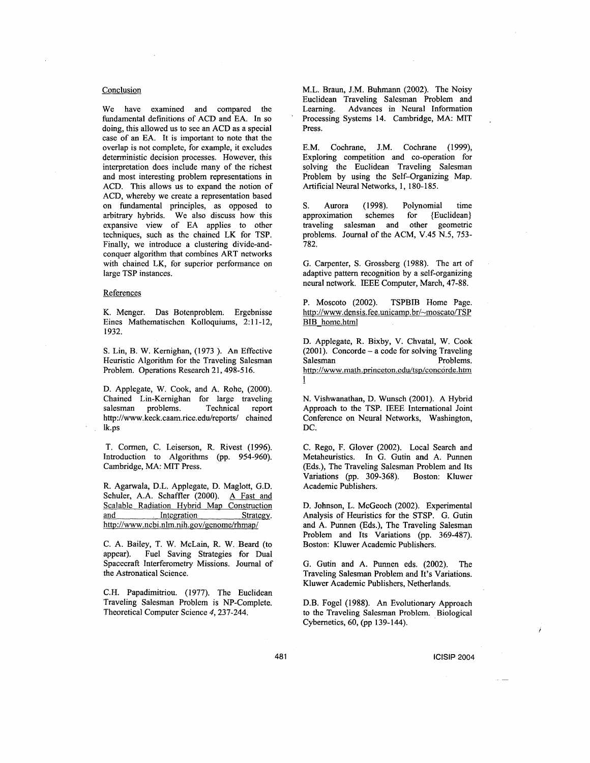## Conclusion

We have examined and compared the fundamental definitions of ACD and EA. In so doing, this allowed us to see an ACD as a special case of an EA. It is important to note that the overlap is not complete, for example, it excludes deterministic decision processes. However, this interpretation does include many of the richest and most interesting problem representations in ACD. This allows us to expand the notion of ACD, whereby we create a representation based on fundamental principles, as opposed to arbitrary hybrids. We also discuss how this expansive view of EA applies to other techniques, such as the chained LK for TSP. Finally, we introduce a clustering divide-and-conquer algorithm that combines ART networks with chained LK, for superior performance on large TSP instances.

## References

K. Menger. Das Botenproblem. Ergebnisse Eines Mathematischen Kolloquiums, 2:11-12, 1932.

S. Lin, B. W. Kernighan, (1973 ). An Effective Heuristic Algorithm for the Traveling Salesman Problem. Operations Research 21, 498-516.

D. Applegate, W. Cook, and A. Rohe, (2000). Chained Lin-Kernighan for large traveling salesman problems. Technical report http://www.keck.caam.rice.edu/reports/ chained lk.ps

T. Cormen, C. Leiserson, R. Rivest (1996). Introduction to Algorithms (pp. 954-960). Cambridge, MA: MIT Press.

R. Agarwala, D.L. Applegate, D. Maglott, G.D. Schuler, A.A. Schaffler (2000). A Fast and Scalable Radiation Hybrid Map Construction and Integration Strategy. http://www.ncbi.nlm.nih.gov/genome/rhmap/

C. A. Bailey, T. W. McLain, R. W. Beard (to appear). Fuel Saving Strategies for Dual Spacecraft Interferometry Missions. Journal of the Astronautical Science.

C.H. Papadimitriou. (1977). The Euclidean Traveling Salesman Problem is NP-Complete. Theoretical Computer Science *4*, 237-244.

M.L. Braun, J.M. Buhmann (2002). The Noisy Euclidean Traveling Salesman Problem and Learning. Advances in Neural Information Processing Systems 14. Cambridge, MA: MIT Press.

E.M. Cochrane, J.M. Cochrane (1999), Exploring competition and co-operation for solving the Euclidean Traveling Salesman Problem by using the Self-Organizing Map. Artificial Neural Networks, 1, 180-185.

S. Aurora (1998). Polynomial time approximation schemes for {Euclidean} traveling salesman and other geometric problems. Journal of the ACM, V.45 N.5, 753-782.

G. Carpenter, S. Grossberg (1988). The art of adaptive pattern recognition by a self-organizing neural network. IEEE Computer, March, 47-88.

P. Moscoto (2002). TSPBIB Home Page. http://www.densis.fee.unicamp.br/~moscato/TSPBIB_home.html

D. Applegate, R. Bixby, V. Chvatal, W. Cook (2001). Concorde – a code for solving Traveling Salesman Problems. http://www.math.princeton.edu/tsp/concorde.html

N. Vishwanathan, D. Wunsch (2001). A Hybrid Approach to the TSP. IEEE International Joint Conference on Neural Networks, Washington, DC.

C. Rego, F. Glover (2002). Local Search and Metaheuristics. In G. Gutin and A. Punnen (Eds.), The Traveling Salesman Problem and Its Variations (pp. 309-368). Boston: Kluwer Academic Publishers.

D. Johnson, L. McGeoch (2002). Experimental Analysis of Heuristics for the STSP. G. Gutin and A. Punnen (Eds.), The Traveling Salesman Problem and Its Variations (pp. 369-487). Boston: Kluwer Academic Publishers.

G. Gutin and A. Punnen eds. (2002). The Traveling Salesman Problem and It's Variations. Kluwer Academic Publishers, Netherlands.

D.B. Fogel (1988). An Evolutionary Approach to the Traveling Salesman Problem. Biological Cybernetics, 60, (pp 139-144).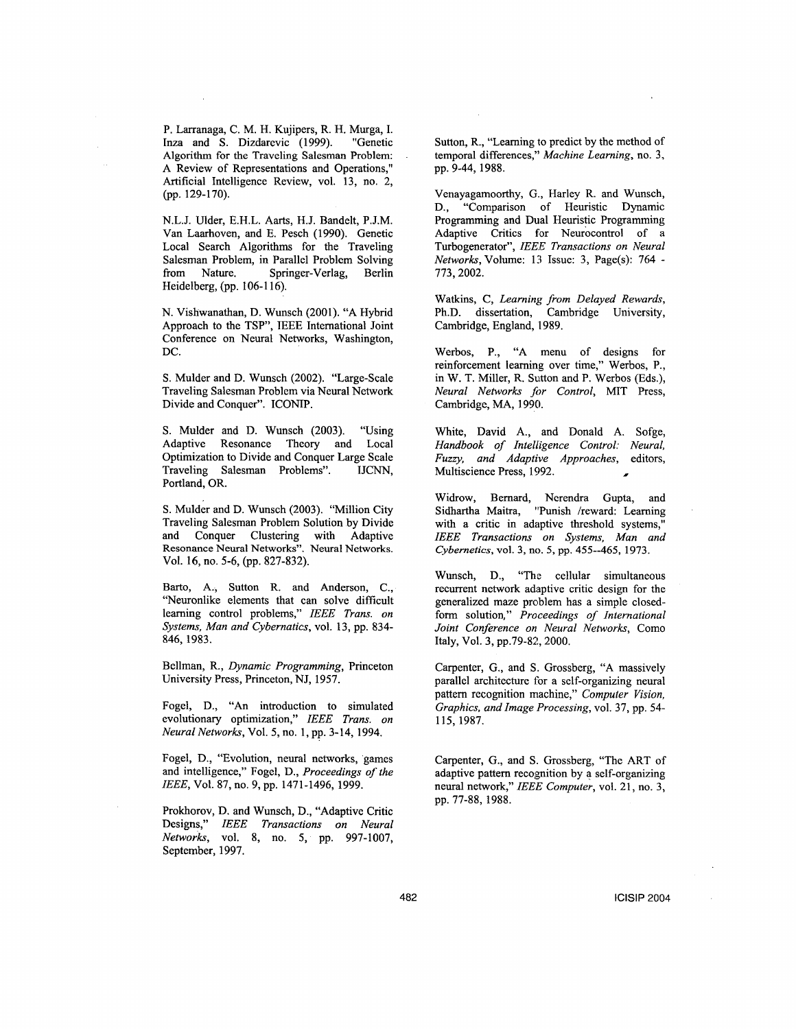P. Larranaga, C. M. H. Kujipers, R. H. Murga, I. Inza and S. Dizdarevic (1999). "Genetic Algorithm for the Traveling Salesman Problem: A Review of Representations and Operations," Artificial Intelligence Review, vol. 13, no. 2, (pp. 129-170).

N.L.J. Ulder, E.H.L. Aarts, H.J. Bandelt, P.J.M. Van Laarhoven, and E. Pesch (1990). Genetic Local Search Algorithms for the Traveling Salesman Problem, in Parallel Problem Solving from Nature. Springer-Verlag, Berlin Heidelberg, (pp. 106-116).

N. Vishwanathan, D. Wunsch (2001). "A Hybrid Approach to the TSP", IEEE International Joint Conference on Neural Networks, Washington, DC.

S. Mulder and D. Wunsch (2002). "Large-Scale Traveling Salesman Problem via Neural Network Divide and Conquer". ICONIP.

S. Mulder and D. Wunsch (2003). "Using Adaptive Resonance Theory and Local Optimization to Divide and Conquer Large Scale Traveling Salesman Problems". IJCNN, Portland, OR.

S. Mulder and D. Wunsch (2003). "Million City Traveling Salesman Problem Solution by Divide and Conquer Clustering with Adaptive Resonance Neural Networks". Neural Networks. Vol. 16, no. 5-6, (pp. 827-832).

Barto, A., Sutton R. and Anderson, C., "Neuronlike elements that can solve difficult learning control problems," *IEEE Trans. on Systems, Man and Cybernatics*, vol. 13, pp. 834-846, 1983.

Bellman, R., *Dynamic Programming*, Princeton University Press, Princeton, NJ, 1957.

Fogel, D., "An introduction to simulated evolutionary optimization," *IEEE Trans. on Neural Networks*, Vol. 5, no. 1, pp. 3-14, 1994.

Fogel, D., "Evolution, neural networks, games and intelligence," Fogel, D., *Proceedings of the IEEE*, Vol. 87, no. 9, pp. 1471-1496, 1999.

Prokhorov, D. and Wunsch, D., "Adaptive Critic Designs," *IEEE Transactions on Neural Networks*, vol. 8, no. 5, pp. 997-1007, September, 1997.

Sutton, R., "Learning to predict by the method of temporal differences," *Machine Learning*, no. 3, pp. 9-44, 1988.

Venayagamoorthy, G., Harley R. and Wunsch, D., "Comparison of Heuristic Dynamic Programming and Dual Heuristic Programming Adaptive Critics for Neurocontrol of a Turbogenerator", *IEEE Transactions on Neural Networks*, Volume: 13 Issue: 3, Page(s): 764 - 773, 2002.

Watkins, C, *Learning from Delayed Rewards*, Ph.D. dissertation, Cambridge University, Cambridge, England, 1989.

Werbos, P., "A menu of designs for reinforcement learning over time," Werbos, P., in W. T. Miller, R. Sutton and P. Werbos (Eds.), *Neural Networks for Control*, MIT Press, Cambridge, MA, 1990.

White, David A., and Donald A. Sofge, *Handbook of Intelligence Control: Neural, Fuzzy, and Adaptive Approaches*, editors, Multiscience Press, 1992.

Widrow, Bernard, Nerendra Gupta, and Sidhartha Maitra, "Punish /reward: Learning with a critic in adaptive threshold systems," *IEEE Transactions on Systems, Man and Cybernetics*, vol. 3, no. 5, pp. 455--465, 1973.

Wunsch, D., "The cellular simultaneous recurrent network adaptive critic design for the generalized maze problem has a simple closed-form solution," *Proceedings of International Joint Conference on Neural Networks*, Como Italy, Vol. 3, pp.79-82, 2000.

Carpenter, G., and S. Grossberg, "A massively parallel architecture for a self-organizing neural pattern recognition machine," *Computer Vision, Graphics, and Image Processing*, vol. 37, pp. 54-115, 1987.

Carpenter, G., and S. Grossberg, "The ART of adaptive pattern recognition by a self-organizing neural network," *IEEE Computer*, vol. 21, no. 3, pp. 77-88, 1988.